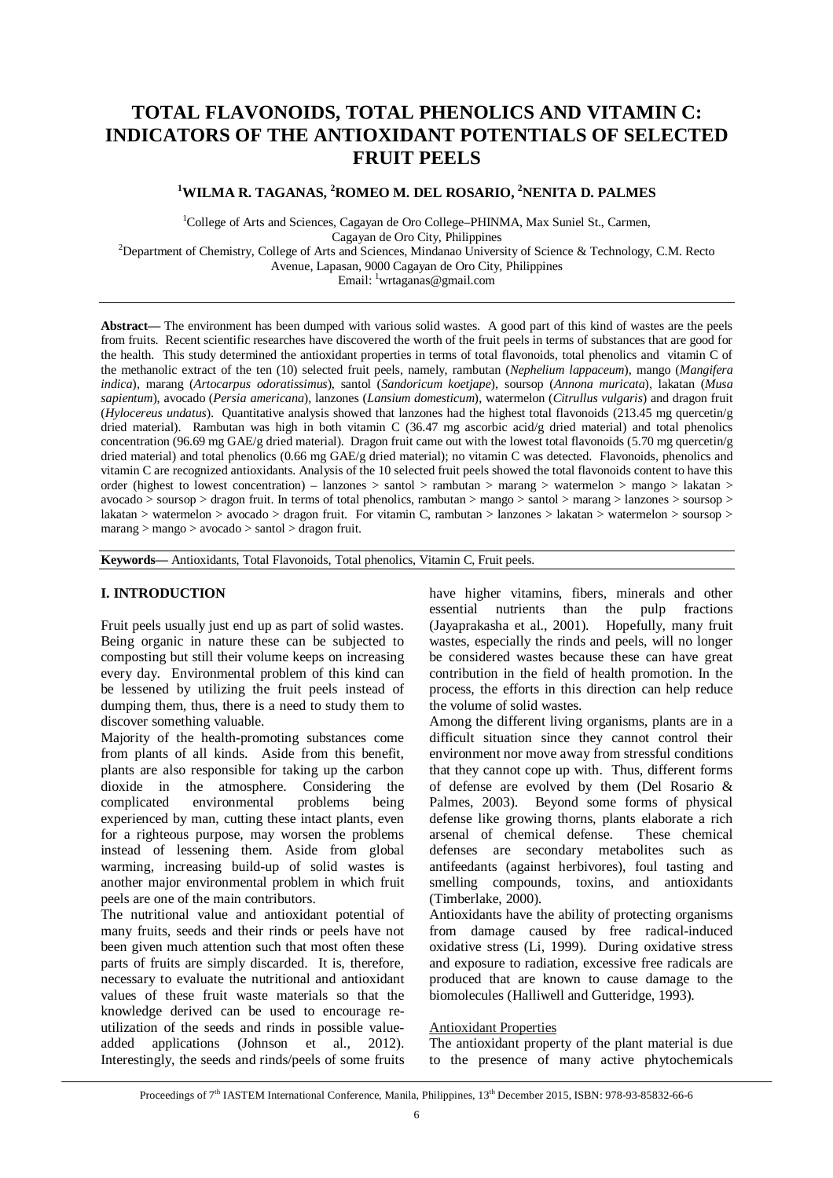# TOTAL FLAVONOIDS, TOTAL PHENOLICS AND VITAMIN C: INDICATORS OF THE ANTIOXIDANT POTENTIALS OF SELECTED FRUIT PEELS

**[1]WILMA R. TAGANAS, [2]ROMEO M. DEL ROSARIO, [2]NENITA D. PALMES**

[1]College of Arts and Sciences, Cagayan de Oro College–PHINMA, Max Suniel St., Carmen, Cagayan de Oro City, Philippines
[2]Department of Chemistry, College of Arts and Sciences, Mindanao University of Science & Technology, C.M. Recto Avenue, Lapasan, 9000 Cagayan de Oro City, Philippines
Email: [1]wrtaganas@gmail.com

**Abstract—** The environment has been dumped with various solid wastes. A good part of this kind of wastes are the peels from fruits. Recent scientific researches have discovered the worth of the fruit peels in terms of substances that are good for the health. This study determined the antioxidant properties in terms of total flavonoids, total phenolics and vitamin C of the methanolic extract of the ten (10) selected fruit peels, namely, rambutan (*Nephelium lappaceum*), mango (*Mangifera indica*), marang (*Artocarpus odoratissimus*), santol (*Sandoricum koetjape*), soursop (*Annona muricata*), lakatan (*Musa sapientum*), avocado (*Persia americana*), lanzones (*Lansium domesticum*), watermelon (*Citrullus vulgaris*) and dragon fruit (*Hylocereus undatus*). Quantitative analysis showed that lanzones had the highest total flavonoids (213.45 mg quercetin/g dried material). Rambutan was high in both vitamin C (36.47 mg ascorbic acid/g dried material) and total phenolics concentration (96.69 mg GAE/g dried material). Dragon fruit came out with the lowest total flavonoids (5.70 mg quercetin/g dried material) and total phenolics (0.66 mg GAE/g dried material); no vitamin C was detected. Flavonoids, phenolics and vitamin C are recognized antioxidants. Analysis of the 10 selected fruit peels showed the total flavonoids content to have this order (highest to lowest concentration) – lanzones > santol > rambutan > marang > watermelon > mango > lakatan > avocado > soursop > dragon fruit. In terms of total phenolics, rambutan > mango > santol > marang > lanzones > soursop > lakatan > watermelon > avocado > dragon fruit. For vitamin C, rambutan > lanzones > lakatan > watermelon > soursop > marang > mango > avocado > santol > dragon fruit.

**Keywords—** Antioxidants, Total Flavonoids, Total phenolics, Vitamin C, Fruit peels.

## I. INTRODUCTION

Fruit peels usually just end up as part of solid wastes. Being organic in nature these can be subjected to composting but still their volume keeps on increasing every day. Environmental problem of this kind can be lessened by utilizing the fruit peels instead of dumping them, thus, there is a need to study them to discover something valuable.

Majority of the health-promoting substances come from plants of all kinds. Aside from this benefit, plants are also responsible for taking up the carbon dioxide in the atmosphere. Considering the complicated environmental problems being experienced by man, cutting these intact plants, even for a righteous purpose, may worsen the problems instead of lessening them. Aside from global warming, increasing build-up of solid wastes is another major environmental problem in which fruit peels are one of the main contributors.

The nutritional value and antioxidant potential of many fruits, seeds and their rinds or peels have not been given much attention such that most often these parts of fruits are simply discarded. It is, therefore, necessary to evaluate the nutritional and antioxidant values of these fruit waste materials so that the knowledge derived can be used to encourage re-utilization of the seeds and rinds in possible value-added applications (Johnson et al., 2012). Interestingly, the seeds and rinds/peels of some fruits have higher vitamins, fibers, minerals and other essential nutrients than the pulp fractions (Jayaprakasha et al., 2001). Hopefully, many fruit wastes, especially the rinds and peels, will no longer be considered wastes because these can have great contribution in the field of health promotion. In the process, the efforts in this direction can help reduce the volume of solid wastes.

Among the different living organisms, plants are in a difficult situation since they cannot control their environment nor move away from stressful conditions that they cannot cope up with. Thus, different forms of defense are evolved by them (Del Rosario & Palmes, 2003). Beyond some forms of physical defense like growing thorns, plants elaborate a rich arsenal of chemical defense. These chemical defenses are secondary metabolites such as antifeedants (against herbivores), foul tasting and smelling compounds, toxins, and antioxidants (Timberlake, 2000).

Antioxidants have the ability of protecting organisms from damage caused by free radical-induced oxidative stress (Li, 1999). During oxidative stress and exposure to radiation, excessive free radicals are produced that are known to cause damage to the biomolecules (Halliwell and Gutteridge, 1993).

Antioxidant Properties

The antioxidant property of the plant material is due to the presence of many active phytochemicals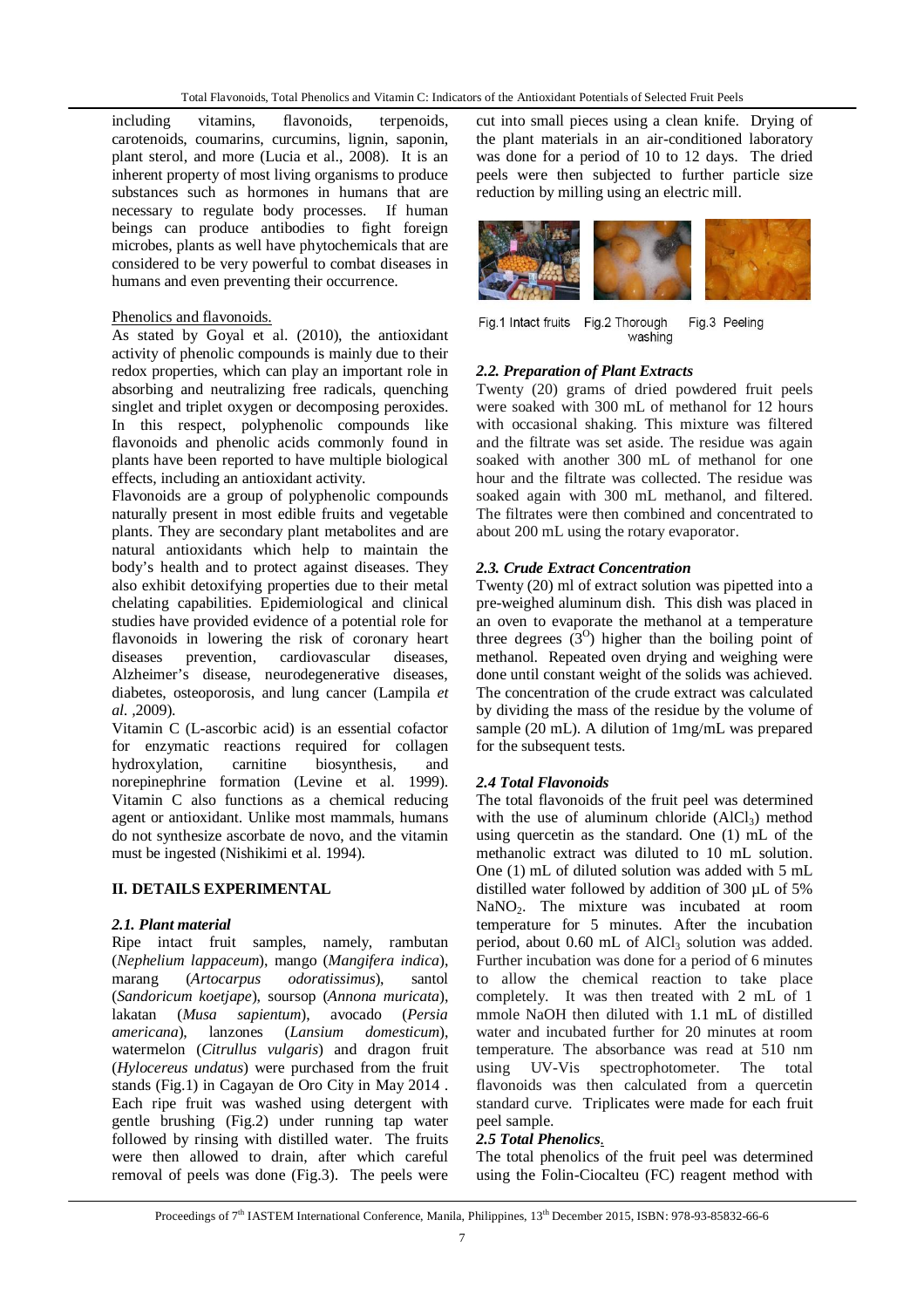including vitamins, flavonoids, terpenoids, carotenoids, coumarins, curcumins, lignin, saponin, plant sterol, and more (Lucia et al., 2008). It is an inherent property of most living organisms to produce substances such as hormones in humans that are necessary to regulate body processes. If human beings can produce antibodies to fight foreign microbes, plants as well have phytochemicals that are considered to be very powerful to combat diseases in humans and even preventing their occurrence.

Phenolics and flavonoids.

As stated by Goyal et al. (2010), the antioxidant activity of phenolic compounds is mainly due to their redox properties, which can play an important role in absorbing and neutralizing free radicals, quenching singlet and triplet oxygen or decomposing peroxides. In this respect, polyphenolic compounds like flavonoids and phenolic acids commonly found in plants have been reported to have multiple biological effects, including an antioxidant activity.

Flavonoids are a group of polyphenolic compounds naturally present in most edible fruits and vegetable plants. They are secondary plant metabolites and are natural antioxidants which help to maintain the body's health and to protect against diseases. They also exhibit detoxifying properties due to their metal chelating capabilities. Epidemiological and clinical studies have provided evidence of a potential role for flavonoids in lowering the risk of coronary heart diseases prevention, cardiovascular diseases, Alzheimer's disease, neurodegenerative diseases, diabetes, osteoporosis, and lung cancer (Lampila *et al.* ,2009).

Vitamin C (L-ascorbic acid) is an essential cofactor for enzymatic reactions required for collagen hydroxylation, carnitine biosynthesis, and norepinephrine formation (Levine et al. 1999). Vitamin C also functions as a chemical reducing agent or antioxidant. Unlike most mammals, humans do not synthesize ascorbate de novo, and the vitamin must be ingested (Nishikimi et al. 1994).

## II. DETAILS EXPERIMENTAL

### *2.1. Plant material*

Ripe intact fruit samples, namely, rambutan (*Nephelium lappaceum*), mango (*Mangifera indica*), marang (*Artocarpus odoratissimus*), santol (*Sandoricum koetjape*), soursop (*Annona muricata*), lakatan (*Musa sapientum*), avocado (*Persia americana*), lanzones (*Lansium domesticum*), watermelon (*Citrullus vulgaris*) and dragon fruit (*Hylocereus undatus*) were purchased from the fruit stands (Fig.1) in Cagayan de Oro City in May 2014 . Each ripe fruit was washed using detergent with gentle brushing (Fig.2) under running tap water followed by rinsing with distilled water. The fruits were then allowed to drain, after which careful removal of peels was done (Fig.3). The peels were cut into small pieces using a clean knife. Drying of the plant materials in an air-conditioned laboratory was done for a period of 10 to 12 days. The dried peels were then subjected to further particle size reduction by milling using an electric mill.

Fig.1 Intact fruits Fig.2 Thorough washing Fig.3 Peeling

### *2.2. Preparation of Plant Extracts*

Twenty (20) grams of dried powdered fruit peels were soaked with 300 mL of methanol for 12 hours with occasional shaking. This mixture was filtered and the filtrate was set aside. The residue was again soaked with another 300 mL of methanol for one hour and the filtrate was collected. The residue was soaked again with 300 mL methanol, and filtered. The filtrates were then combined and concentrated to about 200 mL using the rotary evaporator.

### *2.3. Crude Extract Concentration*

Twenty (20) ml of extract solution was pipetted into a pre-weighed aluminum dish. This dish was placed in an oven to evaporate the methanol at a temperature three degrees ($3^{O}$) higher than the boiling point of methanol. Repeated oven drying and weighing were done until constant weight of the solids was achieved. The concentration of the crude extract was calculated by dividing the mass of the residue by the volume of sample (20 mL). A dilution of 1mg/mL was prepared for the subsequent tests.

### *2.4 Total Flavonoids*

The total flavonoids of the fruit peel was determined with the use of aluminum chloride ($AlCl_3$) method using quercetin as the standard. One (1) mL of the methanolic extract was diluted to 10 mL solution. One (1) mL of diluted solution was added with 5 mL distilled water followed by addition of 300 µL of 5% $NaNO_2$. The mixture was incubated at room temperature for 5 minutes. After the incubation period, about 0.60 mL of $AlCl_3$ solution was added. Further incubation was done for a period of 6 minutes to allow the chemical reaction to take place completely. It was then treated with 2 mL of 1 mmole NaOH then diluted with 1.1 mL of distilled water and incubated further for 20 minutes at room temperature. The absorbance was read at 510 nm using UV-Vis spectrophotometer. The total flavonoids was then calculated from a quercetin standard curve. Triplicates were made for each fruit peel sample.

### *2.5 Total Phenolics.*

The total phenolics of the fruit peel was determined using the Folin-Ciocalteu (FC) reagent method with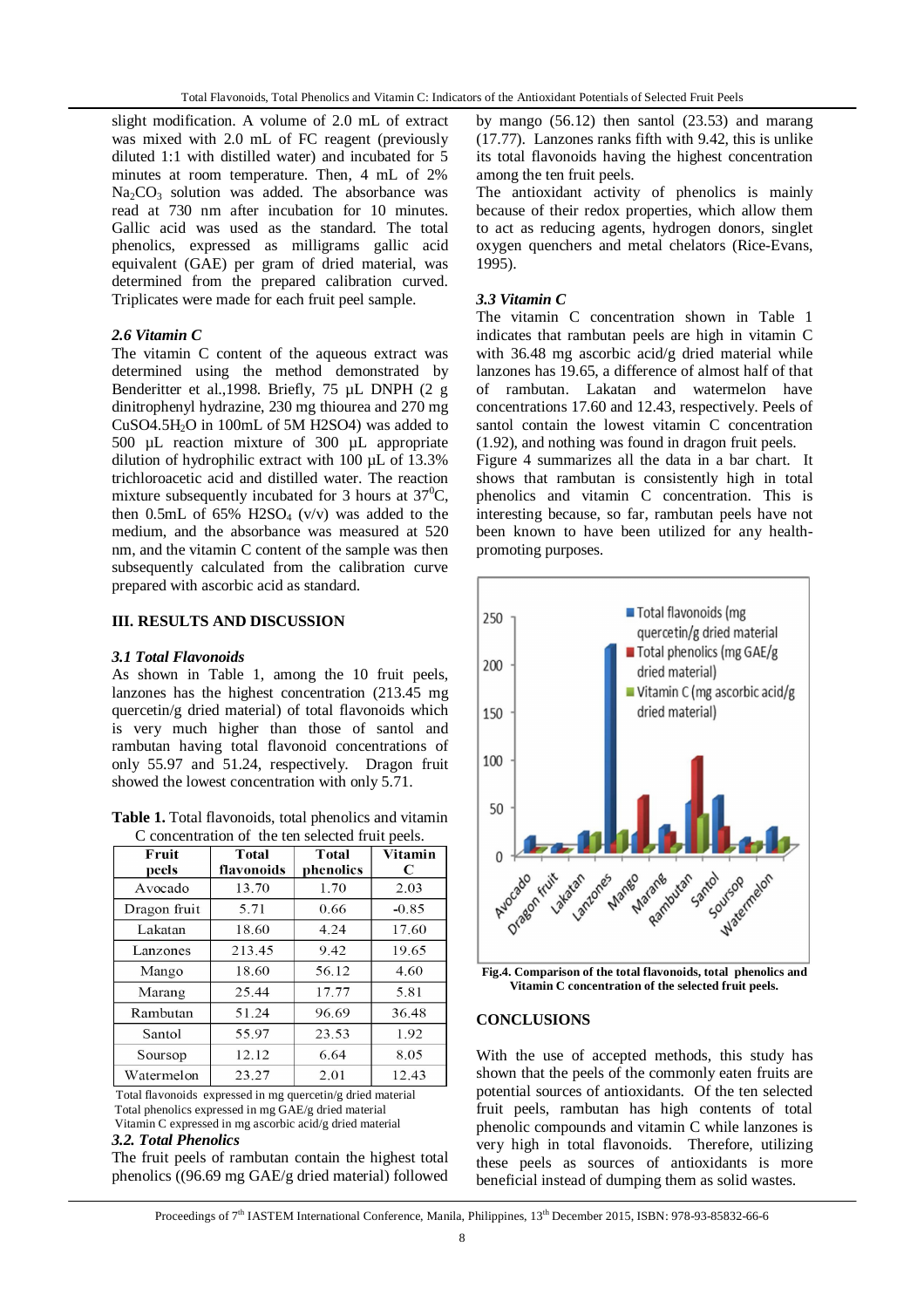slight modification. A volume of 2.0 mL of extract was mixed with 2.0 mL of FC reagent (previously diluted 1:1 with distilled water) and incubated for 5 minutes at room temperature. Then, 4 mL of 2% $Na_2CO_3$ solution was added. The absorbance was read at 730 nm after incubation for 10 minutes. Gallic acid was used as the standard. The total phenolics, expressed as milligrams gallic acid equivalent (GAE) per gram of dried material, was determined from the prepared calibration curved. Triplicates were made for each fruit peel sample.

### *2.6 Vitamin C*

The vitamin C content of the aqueous extract was determined using the method demonstrated by Benderitter et al.,1998. Briefly, 75 µL DNPH (2 g dinitrophenyl hydrazine, 230 mg thiourea and 270 mg $CuSO_4.5H_2O$ in 100mL of 5M H2SO4) was added to 500 µL reaction mixture of 300 µL appropriate dilution of hydrophilic extract with 100 µL of 13.3% trichloroacetic acid and distilled water. The reaction mixture subsequently incubated for 3 hours at $37^0$C, then 0.5mL of 65% $H2SO_4$ (v/v) was added to the medium, and the absorbance was measured at 520 nm, and the vitamin C content of the sample was then subsequently calculated from the calibration curve prepared with ascorbic acid as standard.

## III. RESULTS AND DISCUSSION

### *3.1 Total Flavonoids*

As shown in Table 1, among the 10 fruit peels, lanzones has the highest concentration (213.45 mg quercetin/g dried material) of total flavonoids which is very much higher than those of santol and rambutan having total flavonoid concentrations of only 55.97 and 51.24, respectively. Dragon fruit showed the lowest concentration with only 5.71.

**Table 1.** Total flavonoids, total phenolics and vitamin C concentration of the ten selected fruit peels.

| Fruit peels | Total flavonoids | Total phenolics | Vitamin C |
|---|---|---|---|
| Avocado | 13.70 | 1.70 | 2.03 |
| Dragon fruit | 5.71 | 0.66 | -0.85 |
| Lakatan | 18.60 | 4.24 | 17.60 |
| Lanzones | 213.45 | 9.42 | 19.65 |
| Mango | 18.60 | 56.12 | 4.60 |
| Marang | 25.44 | 17.77 | 5.81 |
| Rambutan | 51.24 | 96.69 | 36.48 |
| Santol | 55.97 | 23.53 | 1.92 |
| Soursop | 12.12 | 6.64 | 8.05 |
| Watermelon | 23.27 | 2.01 | 12.43 |

Total flavonoids expressed in mg quercetin/g dried material
Total phenolics expressed in mg GAE/g dried material
Vitamin C expressed in mg ascorbic acid/g dried material

### *3.2. Total Phenolics*

The fruit peels of rambutan contain the highest total phenolics ((96.69 mg GAE/g dried material) followed by mango (56.12) then santol (23.53) and marang (17.77). Lanzones ranks fifth with 9.42, this is unlike its total flavonoids having the highest concentration among the ten fruit peels.

The antioxidant activity of phenolics is mainly because of their redox properties, which allow them to act as reducing agents, hydrogen donors, singlet oxygen quenchers and metal chelators (Rice-Evans, 1995).

### *3.3 Vitamin C*

The vitamin C concentration shown in Table 1 indicates that rambutan peels are high in vitamin C with 36.48 mg ascorbic acid/g dried material while lanzones has 19.65, a difference of almost half of that of rambutan. Lakatan and watermelon have concentrations 17.60 and 12.43, respectively. Peels of santol contain the lowest vitamin C concentration (1.92), and nothing was found in dragon fruit peels.

Figure 4 summarizes all the data in a bar chart. It shows that rambutan is consistently high in total phenolics and vitamin C concentration. This is interesting because, so far, rambutan peels have not been known to have been utilized for any health-promoting purposes.

**Fig.4. Comparison of the total flavonoids, total phenolics and Vitamin C concentration of the selected fruit peels.**

## CONCLUSIONS

With the use of accepted methods, this study has shown that the peels of the commonly eaten fruits are potential sources of antioxidants. Of the ten selected fruit peels, rambutan has high contents of total phenolic compounds and vitamin C while lanzones is very high in total flavonoids. Therefore, utilizing these peels as sources of antioxidants is more beneficial instead of dumping them as solid wastes.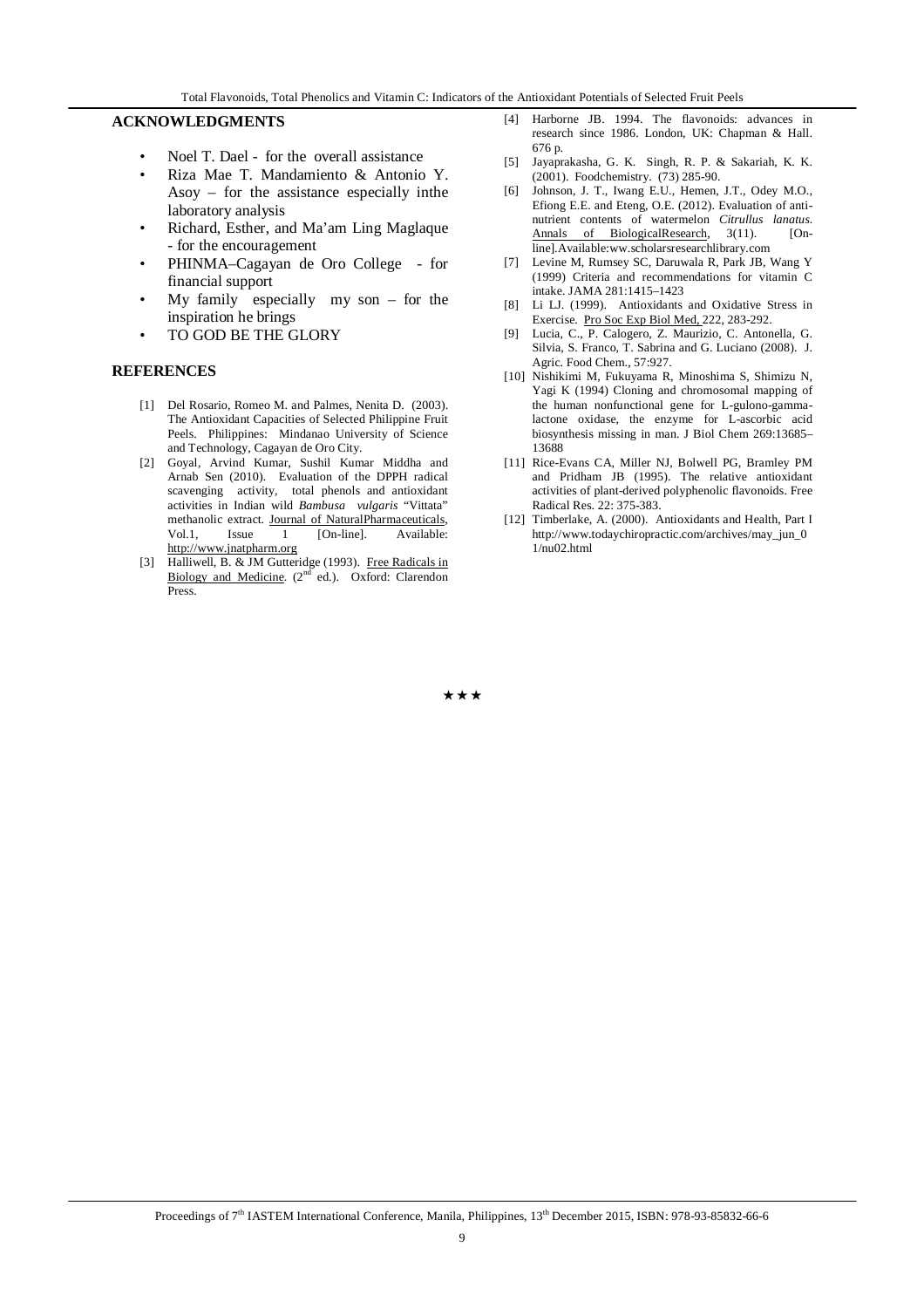## ACKNOWLEDGMENTS

- Noel T. Dael - for the overall assistance
- Riza Mae T. Mandamiento & Antonio Y. Asoy – for the assistance especially inthe laboratory analysis
- Richard, Esther, and Ma'am Ling Maglaque - for the encouragement
- PHINMA–Cagayan de Oro College - for financial support
- My family especially my son – for the inspiration he brings
- TO GOD BE THE GLORY

## REFERENCES

[1] Del Rosario, Romeo M. and Palmes, Nenita D. (2003). The Antioxidant Capacities of Selected Philippine Fruit Peels. Philippines: Mindanao University of Science and Technology, Cagayan de Oro City.

[2] Goyal, Arvind Kumar, Sushil Kumar Middha and Arnab Sen (2010). Evaluation of the DPPH radical scavenging activity, total phenols and antioxidant activities in Indian wild *Bambusa vulgaris* "Vittata" methanolic extract. Journal of NaturalPharmaceuticals, Vol.1, Issue 1 [On-line]. Available: http://www.jnatpharm.org

[3] Halliwell, B. & JM Gutteridge (1993). Free Radicals in Biology and Medicine. (2nd ed.). Oxford: Clarendon Press.

[4] Harborne JB. 1994. The flavonoids: advances in research since 1986. London, UK: Chapman & Hall. 676 p.

[5] Jayaprakasha, G. K. Singh, R. P. & Sakariah, K. K. (2001). Foodchemistry. (73) 285-90.

[6] Johnson, J. T., Iwang E.U., Hemen, J.T., Odey M.O., Efiong E.E. and Eteng, O.E. (2012). Evaluation of anti-nutrient contents of watermelon *Citrullus lanatus*. Annals of BiologicalResearch, 3(11). [On-line].Available:ww.scholarsresearchlibrary.com

[7] Levine M, Rumsey SC, Daruwala R, Park JB, Wang Y (1999) Criteria and recommendations for vitamin C intake. JAMA 281:1415–1423

[8] Li LJ. (1999). Antioxidants and Oxidative Stress in Exercise. Pro Soc Exp Biol Med, 222, 283-292.

[9] Lucia, C., P. Calogero, Z. Maurizio, C. Antonella, G. Silvia, S. Franco, T. Sabrina and G. Luciano (2008). J. Agric. Food Chem., 57:927.

[10] Nishikimi M, Fukuyama R, Minoshima S, Shimizu N, Yagi K (1994) Cloning and chromosomal mapping of the human nonfunctional gene for L-gulono-gamma-lactone oxidase, the enzyme for L-ascorbic acid biosynthesis missing in man. J Biol Chem 269:13685–13688

[11] Rice-Evans CA, Miller NJ, Bolwell PG, Bramley PM and Pridham JB (1995). The relative antioxidant activities of plant-derived polyphenolic flavonoids. Free Radical Res. 22: 375-383.

[12] Timberlake, A. (2000). Antioxidants and Health, Part I http://www.todaychiropractic.com/archives/may_jun_01/nu02.html

★★★